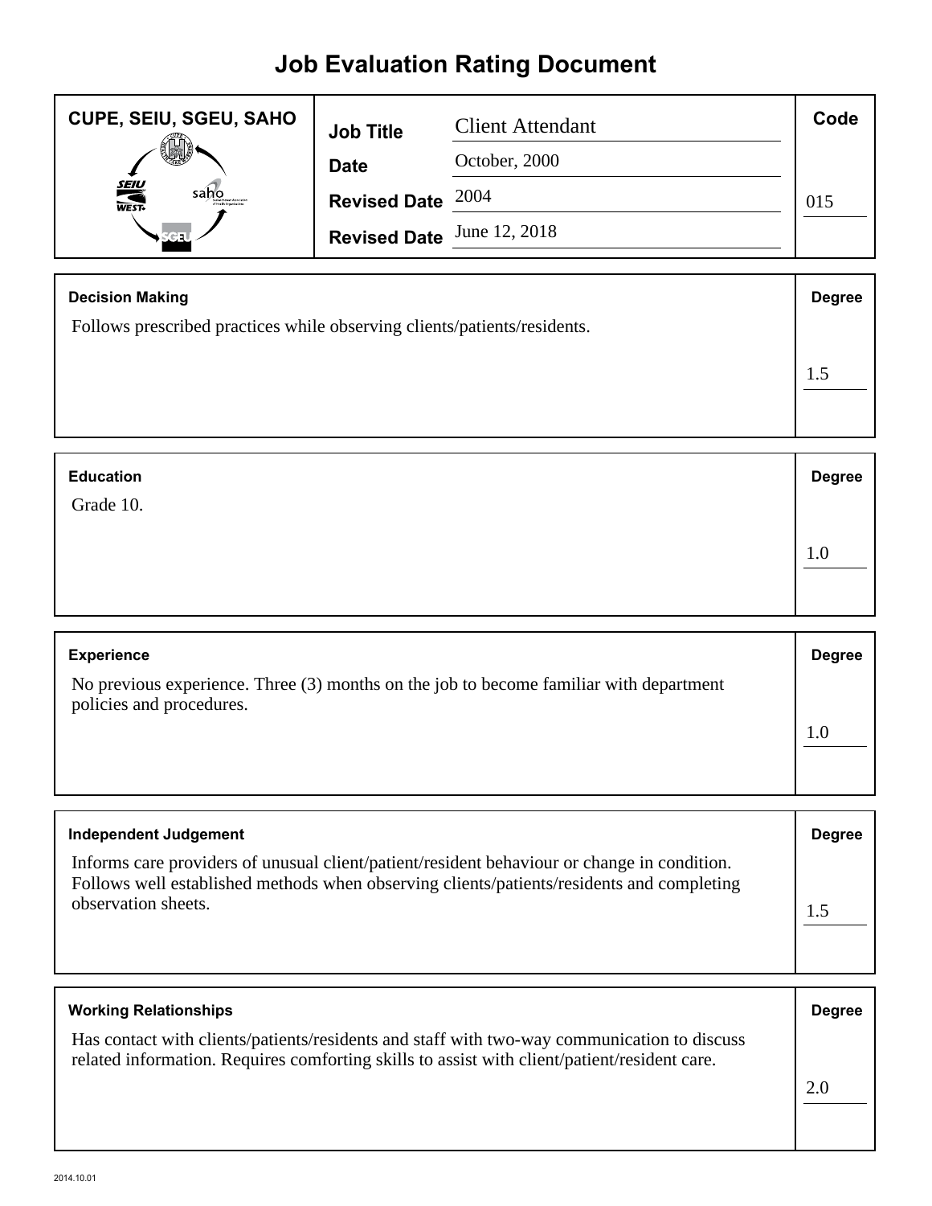# Job Evaluation Rating Document

| CUPE, SEIU, SGEU, SAHO | | | Code |
|---|---|---|---|
| | **Job Title** | Client Attendant | |
| | **Date** | October, 2000 | |
| | **Revised Date** | 2004 | 015 |
| | **Revised Date** | June 12, 2018 | |

| Decision Making | Degree |
|---|---|
| Follows prescribed practices while observing clients/patients/residents. | 1.5 |

| Education | Degree |
|---|---|
| Grade 10. | 1.0 |

| Experience | Degree |
|---|---|
| No previous experience. Three (3) months on the job to become familiar with department policies and procedures. | 1.0 |

| Independent Judgement | Degree |
|---|---|
| Informs care providers of unusual client/patient/resident behaviour or change in condition. Follows well established methods when observing clients/patients/residents and completing observation sheets. | 1.5 |

| Working Relationships | Degree |
|---|---|
| Has contact with clients/patients/residents and staff with two-way communication to discuss related information. Requires comforting skills to assist with client/patient/resident care. | 2.0 |

2014.10.01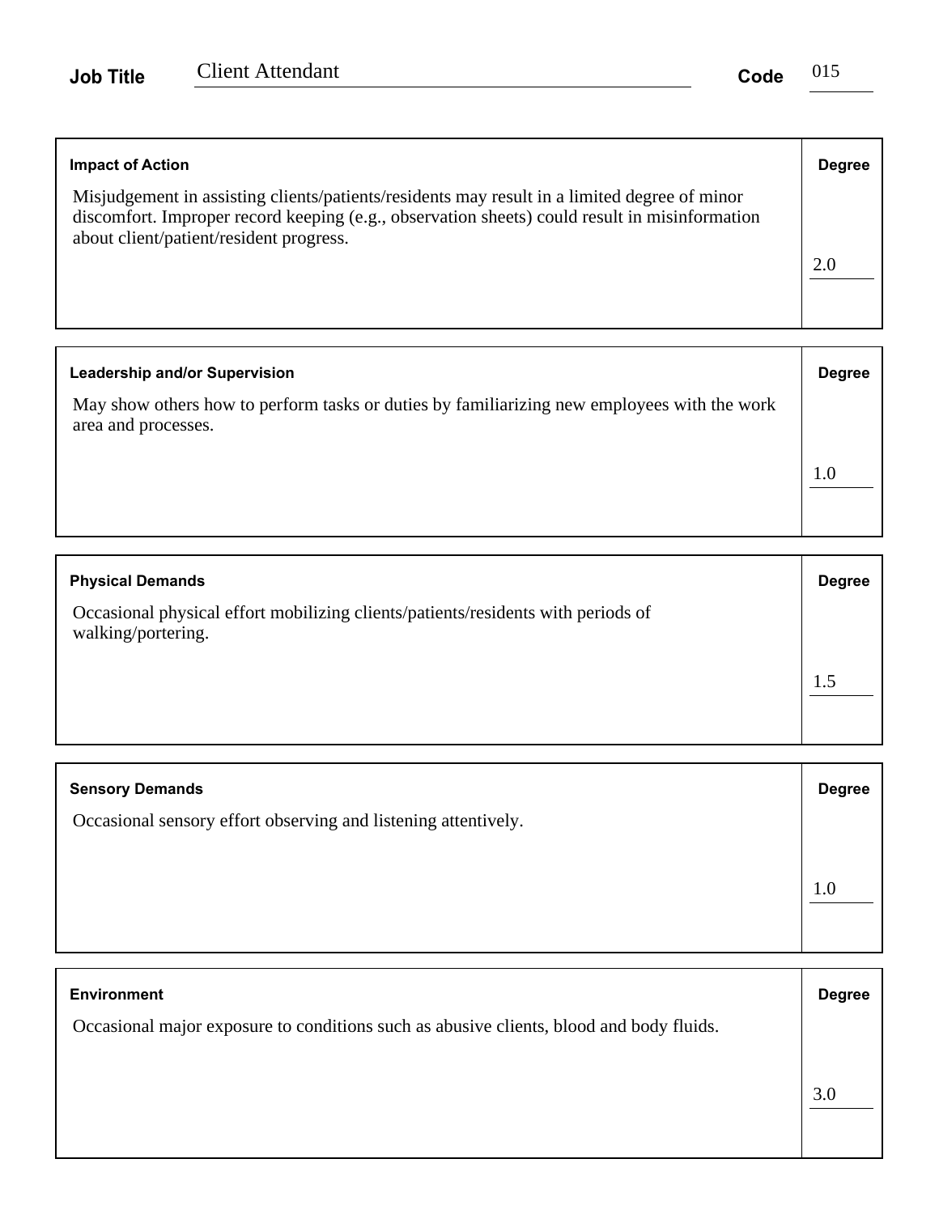**Job Title** Client Attendant **Code** 015

| Impact of Action | Degree |
| --- | --- |
| Misjudgement in assisting clients/patients/residents may result in a limited degree of minor discomfort. Improper record keeping (e.g., observation sheets) could result in misinformation about client/patient/resident progress. | 2.0 |

| Leadership and/or Supervision | Degree |
| --- | --- |
| May show others how to perform tasks or duties by familiarizing new employees with the work area and processes. | 1.0 |

| Physical Demands | Degree |
| --- | --- |
| Occasional physical effort mobilizing clients/patients/residents with periods of walking/portering. | 1.5 |

| Sensory Demands | Degree |
| --- | --- |
| Occasional sensory effort observing and listening attentively. | 1.0 |

| Environment | Degree |
| --- | --- |
| Occasional major exposure to conditions such as abusive clients, blood and body fluids. | 3.0 |